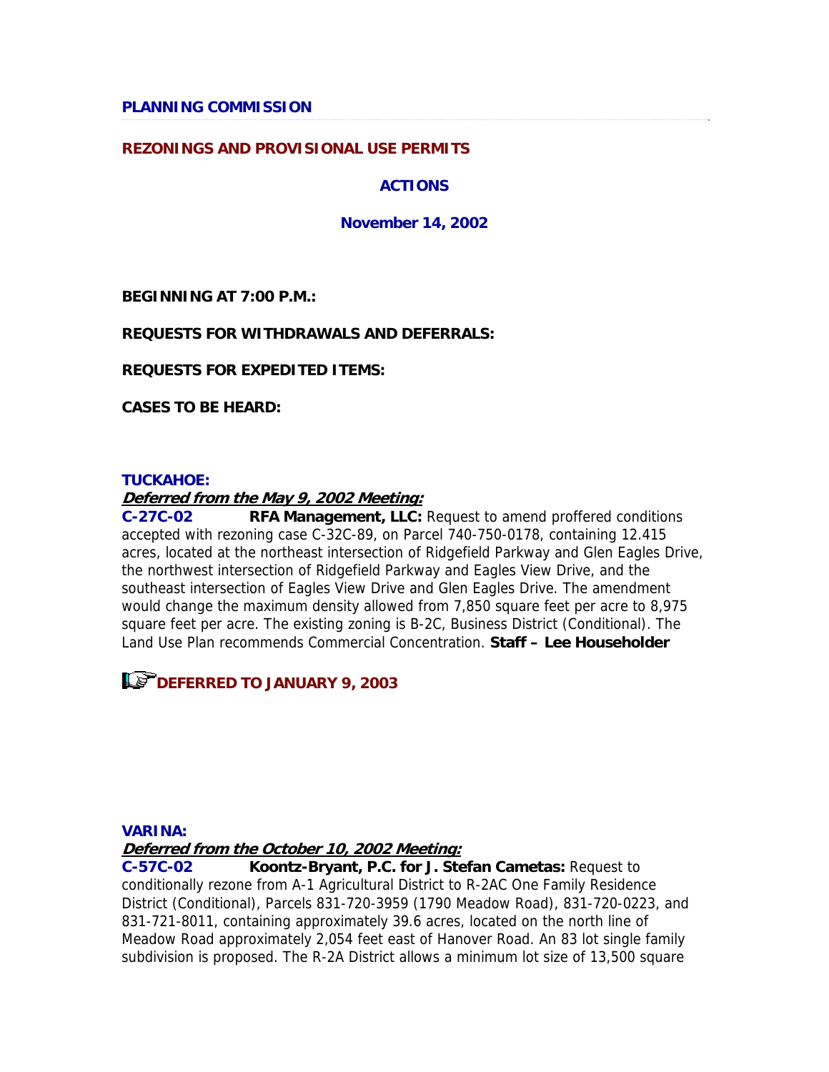**PLANNING COMMISSION**

**REZONINGS AND PROVISIONAL USE PERMITS**

**ACTIONS**

**November 14, 2002**

**BEGINNING AT 7:00 P.M.:**

**REQUESTS FOR WITHDRAWALS AND DEFERRALS:**

**REQUESTS FOR EXPEDITED ITEMS:**

**CASES TO BE HEARD:**

**TUCKAHOE:**

***Deferred from the May 9, 2002 Meeting:***

**C-27C-02** **RFA Management, LLC:** Request to amend proffered conditions accepted with rezoning case C-32C-89, on Parcel 740-750-0178, containing 12.415 acres, located at the northeast intersection of Ridgefield Parkway and Glen Eagles Drive, the northwest intersection of Ridgefield Parkway and Eagles View Drive, and the southeast intersection of Eagles View Drive and Glen Eagles Drive. The amendment would change the maximum density allowed from 7,850 square feet per acre to 8,975 square feet per acre. The existing zoning is B-2C, Business District (Conditional). The Land Use Plan recommends Commercial Concentration. **Staff – Lee Householder**

**DEFERRED TO JANUARY 9, 2003**

**VARINA:**

***Deferred from the October 10, 2002 Meeting:***

**C-57C-02** **Koontz-Bryant, P.C. for J. Stefan Cametas:** Request to conditionally rezone from A-1 Agricultural District to R-2AC One Family Residence District (Conditional), Parcels 831-720-3959 (1790 Meadow Road), 831-720-0223, and 831-721-8011, containing approximately 39.6 acres, located on the north line of Meadow Road approximately 2,054 feet east of Hanover Road. An 83 lot single family subdivision is proposed. The R-2A District allows a minimum lot size of 13,500 square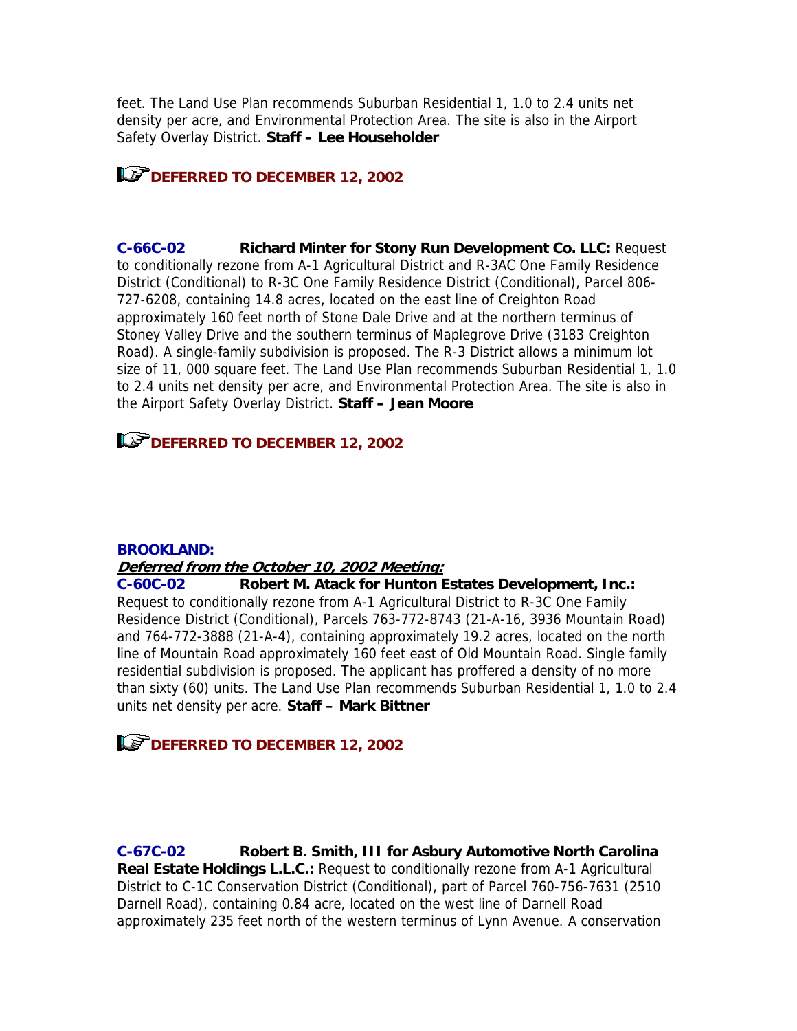feet. The Land Use Plan recommends Suburban Residential 1, 1.0 to 2.4 units net density per acre, and Environmental Protection Area. The site is also in the Airport Safety Overlay District. **Staff – Lee Householder**

**DEFERRED TO DECEMBER 12, 2002**

**C-66C-02** **Richard Minter for Stony Run Development Co. LLC:** Request to conditionally rezone from A-1 Agricultural District and R-3AC One Family Residence District (Conditional) to R-3C One Family Residence District (Conditional), Parcel 806-727-6208, containing 14.8 acres, located on the east line of Creighton Road approximately 160 feet north of Stone Dale Drive and at the northern terminus of Stoney Valley Drive and the southern terminus of Maplegrove Drive (3183 Creighton Road). A single-family subdivision is proposed. The R-3 District allows a minimum lot size of 11, 000 square feet. The Land Use Plan recommends Suburban Residential 1, 1.0 to 2.4 units net density per acre, and Environmental Protection Area. The site is also in the Airport Safety Overlay District. **Staff – Jean Moore**

**DEFERRED TO DECEMBER 12, 2002**

**BROOKLAND:**

***Deferred from the October 10, 2002 Meeting:***

**C-60C-02** **Robert M. Atack for Hunton Estates Development, Inc.:** Request to conditionally rezone from A-1 Agricultural District to R-3C One Family Residence District (Conditional), Parcels 763-772-8743 (21-A-16, 3936 Mountain Road) and 764-772-3888 (21-A-4), containing approximately 19.2 acres, located on the north line of Mountain Road approximately 160 feet east of Old Mountain Road. Single family residential subdivision is proposed. The applicant has proffered a density of no more than sixty (60) units. The Land Use Plan recommends Suburban Residential 1, 1.0 to 2.4 units net density per acre. **Staff – Mark Bittner**

**DEFERRED TO DECEMBER 12, 2002**

**C-67C-02** **Robert B. Smith, III for Asbury Automotive North Carolina Real Estate Holdings L.L.C.:** Request to conditionally rezone from A-1 Agricultural District to C-1C Conservation District (Conditional), part of Parcel 760-756-7631 (2510 Darnell Road), containing 0.84 acre, located on the west line of Darnell Road approximately 235 feet north of the western terminus of Lynn Avenue. A conservation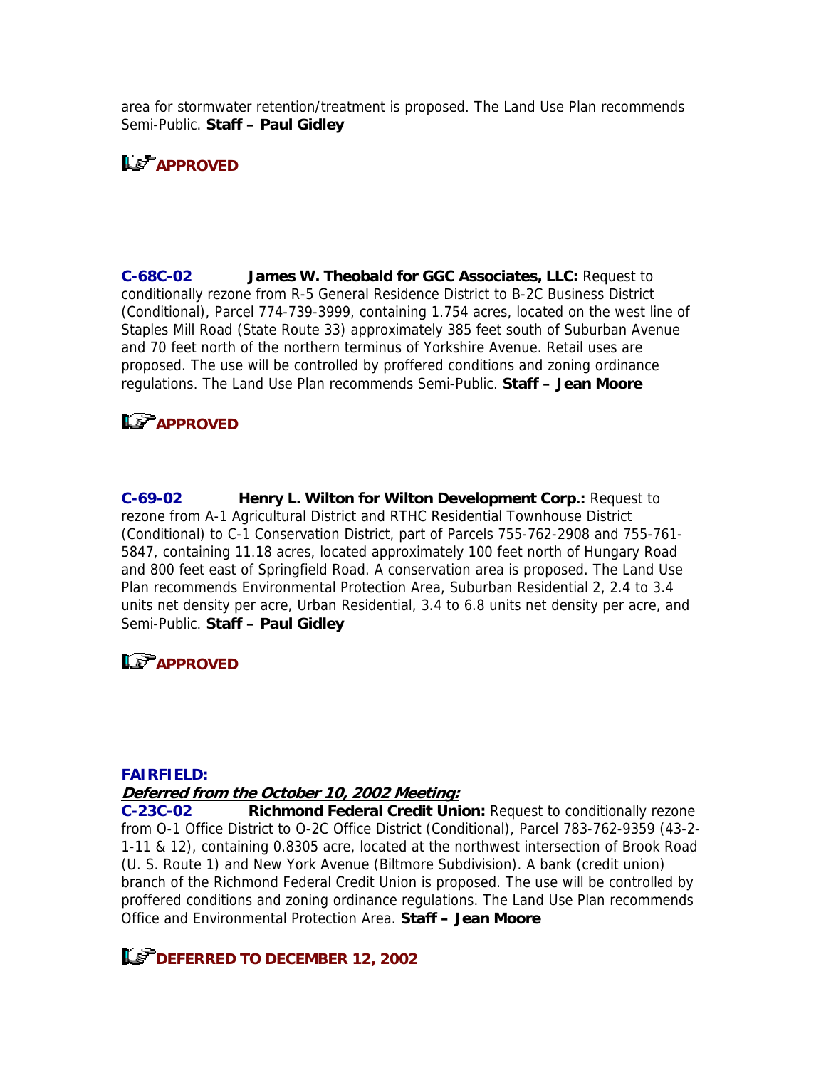area for stormwater retention/treatment is proposed. The Land Use Plan recommends Semi-Public. **Staff – Paul Gidley**

**APPROVED**

**C-68C-02** **James W. Theobald for GGC Associates, LLC:** Request to conditionally rezone from R-5 General Residence District to B-2C Business District (Conditional), Parcel 774-739-3999, containing 1.754 acres, located on the west line of Staples Mill Road (State Route 33) approximately 385 feet south of Suburban Avenue and 70 feet north of the northern terminus of Yorkshire Avenue. Retail uses are proposed. The use will be controlled by proffered conditions and zoning ordinance regulations. The Land Use Plan recommends Semi-Public. **Staff – Jean Moore**

**APPROVED**

**C-69-02** **Henry L. Wilton for Wilton Development Corp.:** Request to rezone from A-1 Agricultural District and RTHC Residential Townhouse District (Conditional) to C-1 Conservation District, part of Parcels 755-762-2908 and 755-761-5847, containing 11.18 acres, located approximately 100 feet north of Hungary Road and 800 feet east of Springfield Road. A conservation area is proposed. The Land Use Plan recommends Environmental Protection Area, Suburban Residential 2, 2.4 to 3.4 units net density per acre, Urban Residential, 3.4 to 6.8 units net density per acre, and Semi-Public. **Staff – Paul Gidley**

**APPROVED**

**FAIRFIELD:**

***Deferred from the October 10, 2002 Meeting:***

**C-23C-02** **Richmond Federal Credit Union:** Request to conditionally rezone from O-1 Office District to O-2C Office District (Conditional), Parcel 783-762-9359 (43-2-1-11 & 12), containing 0.8305 acre, located at the northwest intersection of Brook Road (U. S. Route 1) and New York Avenue (Biltmore Subdivision). A bank (credit union) branch of the Richmond Federal Credit Union is proposed. The use will be controlled by proffered conditions and zoning ordinance regulations. The Land Use Plan recommends Office and Environmental Protection Area. **Staff – Jean Moore**

**DEFERRED TO DECEMBER 12, 2002**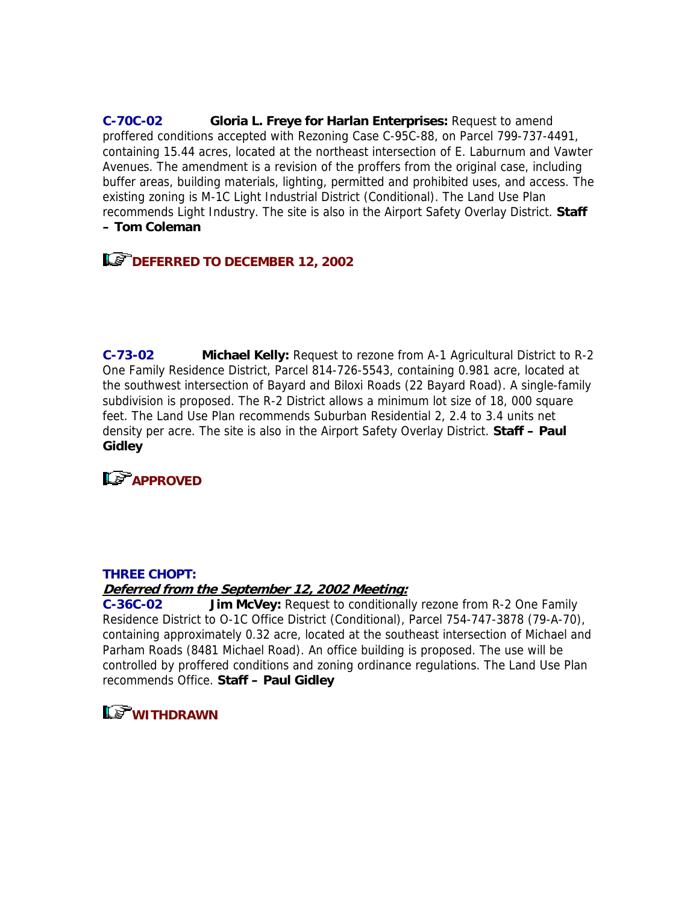**C-70C-02** **Gloria L. Freye for Harlan Enterprises:** Request to amend proffered conditions accepted with Rezoning Case C-95C-88, on Parcel 799-737-4491, containing 15.44 acres, located at the northeast intersection of E. Laburnum and Vawter Avenues. The amendment is a revision of the proffers from the original case, including buffer areas, building materials, lighting, permitted and prohibited uses, and access. The existing zoning is M-1C Light Industrial District (Conditional). The Land Use Plan recommends Light Industry. The site is also in the Airport Safety Overlay District. **Staff – Tom Coleman**

**DEFERRED TO DECEMBER 12, 2002**

**C-73-02** **Michael Kelly:** Request to rezone from A-1 Agricultural District to R-2 One Family Residence District, Parcel 814-726-5543, containing 0.981 acre, located at the southwest intersection of Bayard and Biloxi Roads (22 Bayard Road). A single-family subdivision is proposed. The R-2 District allows a minimum lot size of 18, 000 square feet. The Land Use Plan recommends Suburban Residential 2, 2.4 to 3.4 units net density per acre. The site is also in the Airport Safety Overlay District. **Staff – Paul Gidley**

**APPROVED**

**THREE CHOPT:**

***Deferred from the September 12, 2002 Meeting:***

**C-36C-02** **Jim McVey:** Request to conditionally rezone from R-2 One Family Residence District to O-1C Office District (Conditional), Parcel 754-747-3878 (79-A-70), containing approximately 0.32 acre, located at the southeast intersection of Michael and Parham Roads (8481 Michael Road). An office building is proposed. The use will be controlled by proffered conditions and zoning ordinance regulations. The Land Use Plan recommends Office. **Staff – Paul Gidley**

**WITHDRAWN**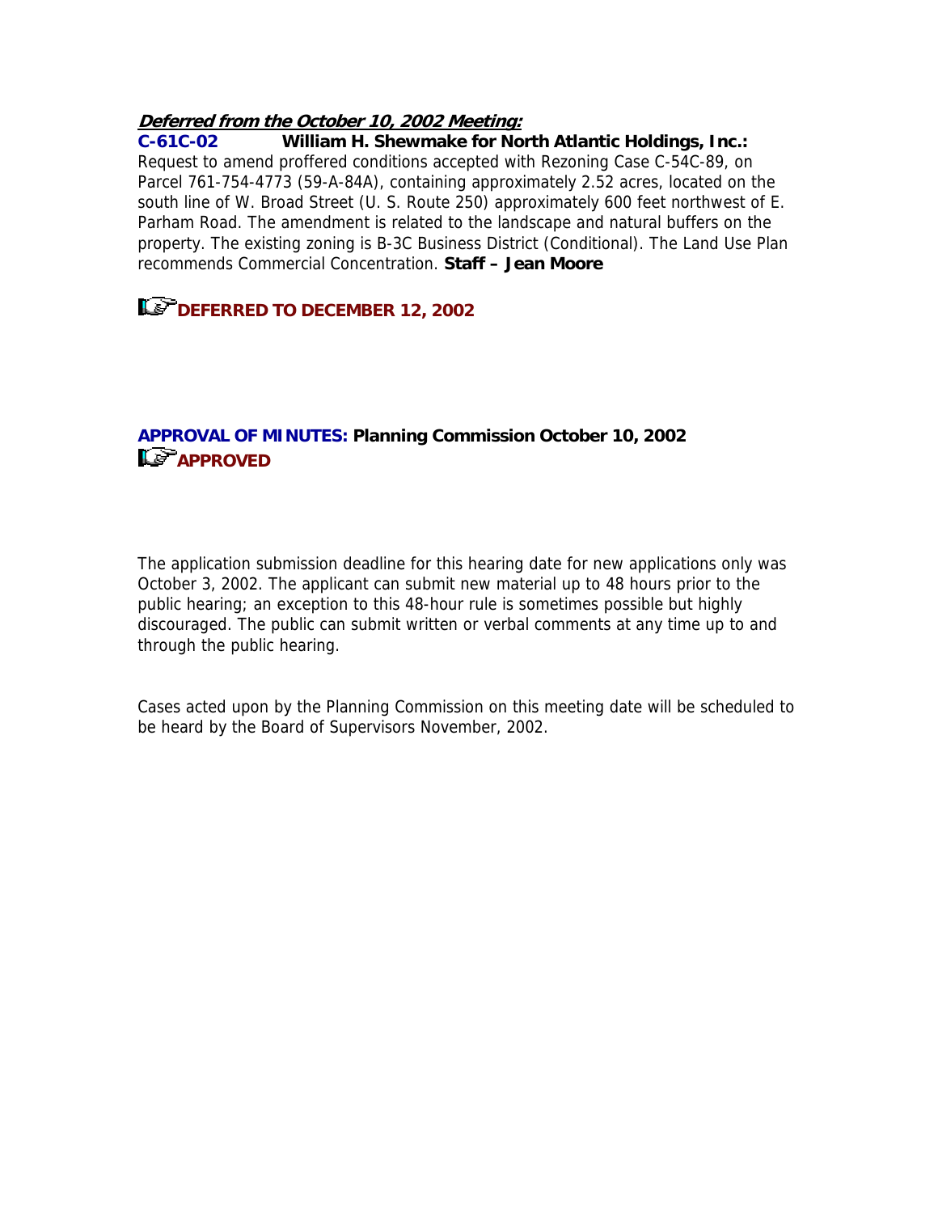***Deferred from the October 10, 2002 Meeting:***

**C-61C-02 William H. Shewmake for North Atlantic Holdings, Inc.:** Request to amend proffered conditions accepted with Rezoning Case C-54C-89, on Parcel 761-754-4773 (59-A-84A), containing approximately 2.52 acres, located on the south line of W. Broad Street (U. S. Route 250) approximately 600 feet northwest of E. Parham Road. The amendment is related to the landscape and natural buffers on the property. The existing zoning is B-3C Business District (Conditional). The Land Use Plan recommends Commercial Concentration. **Staff – Jean Moore**

**DEFERRED TO DECEMBER 12, 2002**

**APPROVAL OF MINUTES: Planning Commission October 10, 2002**

**APPROVED**

The application submission deadline for this hearing date for new applications only was October 3, 2002. The applicant can submit new material up to 48 hours prior to the public hearing; an exception to this 48-hour rule is sometimes possible but highly discouraged. The public can submit written or verbal comments at any time up to and through the public hearing.

Cases acted upon by the Planning Commission on this meeting date will be scheduled to be heard by the Board of Supervisors November, 2002.